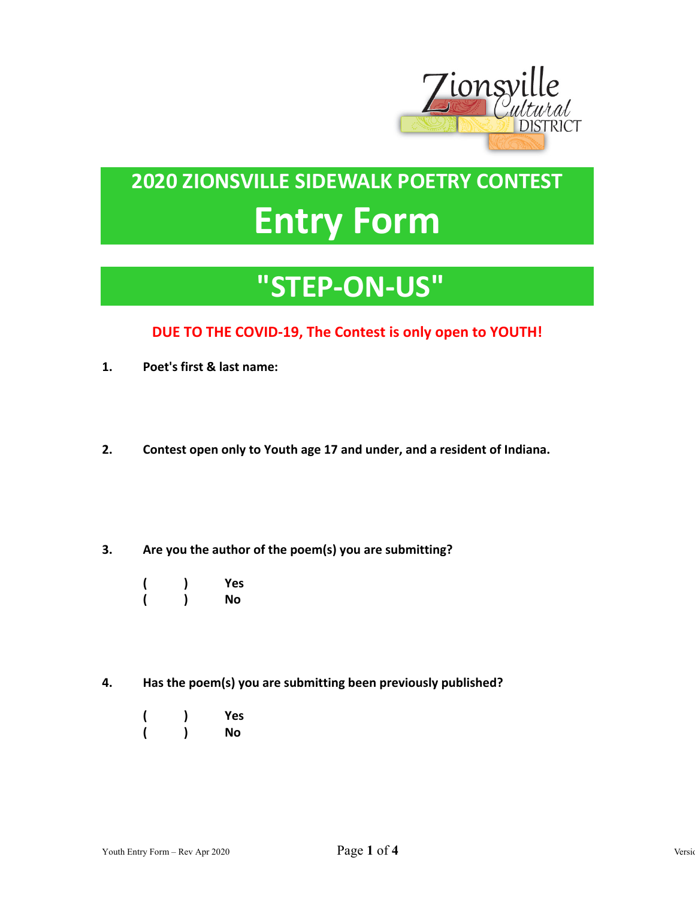# 2020 ZIONSVILLE SIDEWALK POETRY CONTEST

# Entry Form

## "STEP-ON-US"

**DUE TO THE COVID-19, The Contest is only open to YOUTH!**

**1. Poet's first & last name:**

**2. Contest open only to Youth age 17 and under, and a resident of Indiana.**

**3. Are you the author of the poem(s) you are submitting?**

( ) Yes
( ) No

**4. Has the poem(s) you are submitting been previously published?**

( ) Yes
( ) No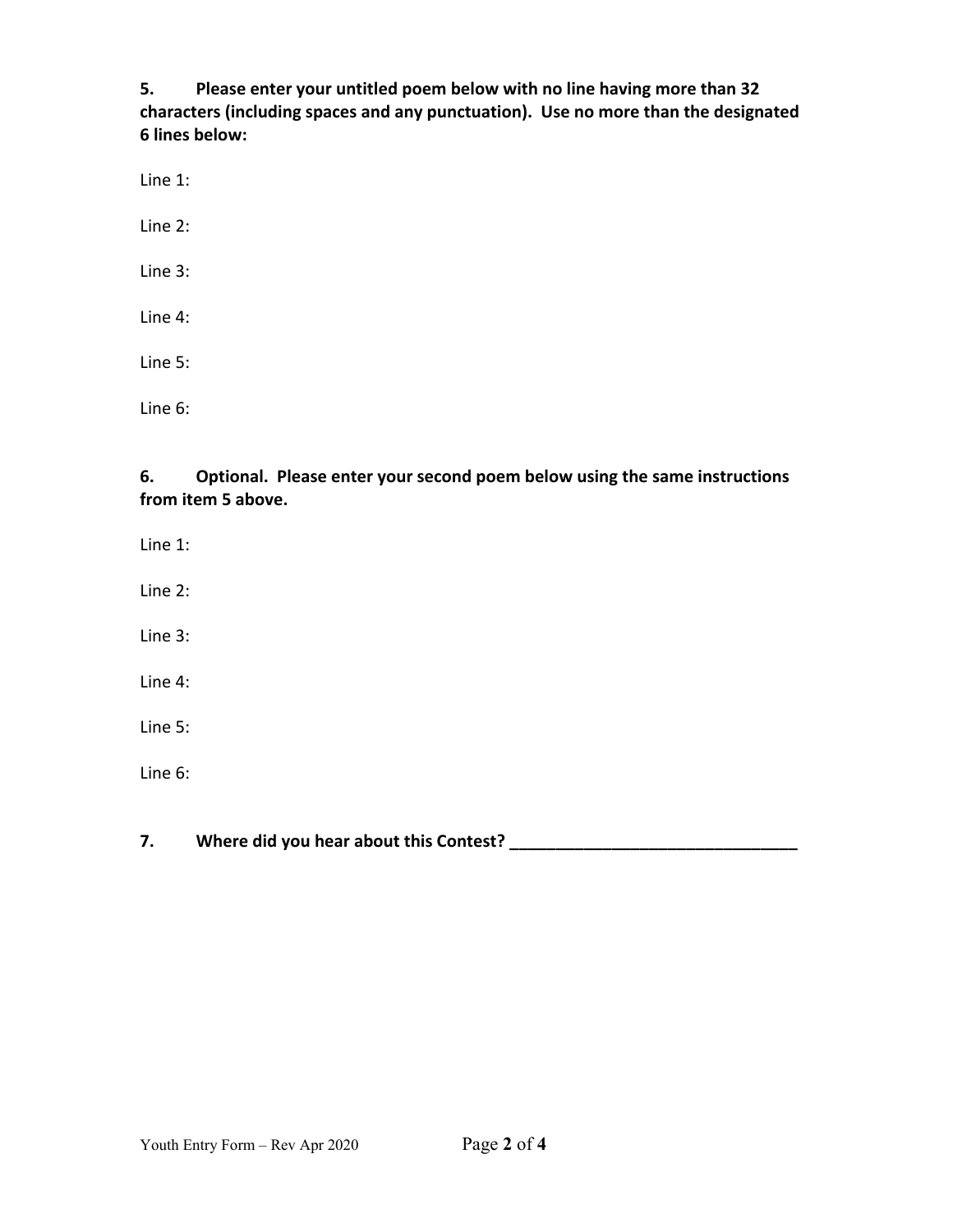**5. Please enter your untitled poem below with no line having more than 32 characters (including spaces and any punctuation). Use no more than the designated 6 lines below:**

Line 1:

Line 2:

Line 3:

Line 4:

Line 5:

Line 6:

**6. Optional. Please enter your second poem below using the same instructions from item 5 above.**

Line 1:

Line 2:

Line 3:

Line 4:

Line 5:

Line 6:

**7. Where did you hear about this Contest? _______________________________**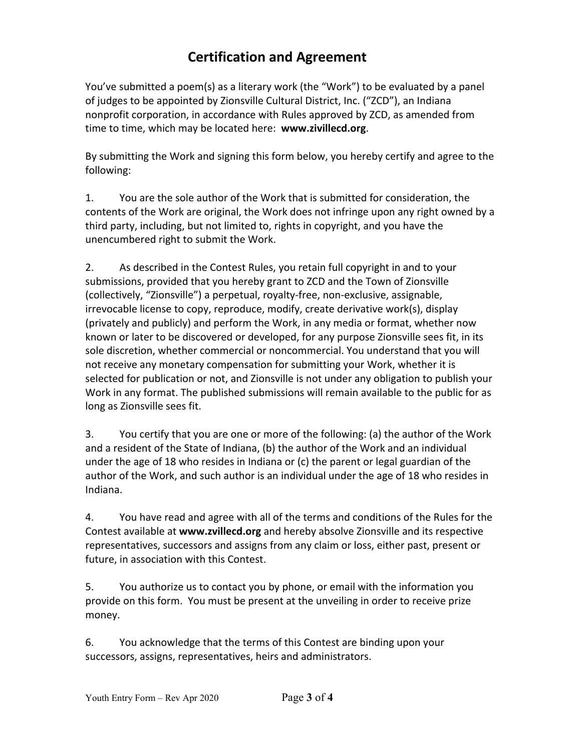# Certification and Agreement

You've submitted a poem(s) as a literary work (the "Work") to be evaluated by a panel of judges to be appointed by Zionsville Cultural District, Inc. ("ZCD"), an Indiana nonprofit corporation, in accordance with Rules approved by ZCD, as amended from time to time, which may be located here: **www.zivillecd.org**.

By submitting the Work and signing this form below, you hereby certify and agree to the following:

1. You are the sole author of the Work that is submitted for consideration, the contents of the Work are original, the Work does not infringe upon any right owned by a third party, including, but not limited to, rights in copyright, and you have the unencumbered right to submit the Work.

2. As described in the Contest Rules, you retain full copyright in and to your submissions, provided that you hereby grant to ZCD and the Town of Zionsville (collectively, "Zionsville") a perpetual, royalty-free, non-exclusive, assignable, irrevocable license to copy, reproduce, modify, create derivative work(s), display (privately and publicly) and perform the Work, in any media or format, whether now known or later to be discovered or developed, for any purpose Zionsville sees fit, in its sole discretion, whether commercial or noncommercial. You understand that you will not receive any monetary compensation for submitting your Work, whether it is selected for publication or not, and Zionsville is not under any obligation to publish your Work in any format. The published submissions will remain available to the public for as long as Zionsville sees fit.

3. You certify that you are one or more of the following: (a) the author of the Work and a resident of the State of Indiana, (b) the author of the Work and an individual under the age of 18 who resides in Indiana or (c) the parent or legal guardian of the author of the Work, and such author is an individual under the age of 18 who resides in Indiana.

4. You have read and agree with all of the terms and conditions of the Rules for the Contest available at **www.zvillecd.org** and hereby absolve Zionsville and its respective representatives, successors and assigns from any claim or loss, either past, present or future, in association with this Contest.

5. You authorize us to contact you by phone, or email with the information you provide on this form. You must be present at the unveiling in order to receive prize money.

6. You acknowledge that the terms of this Contest are binding upon your successors, assigns, representatives, heirs and administrators.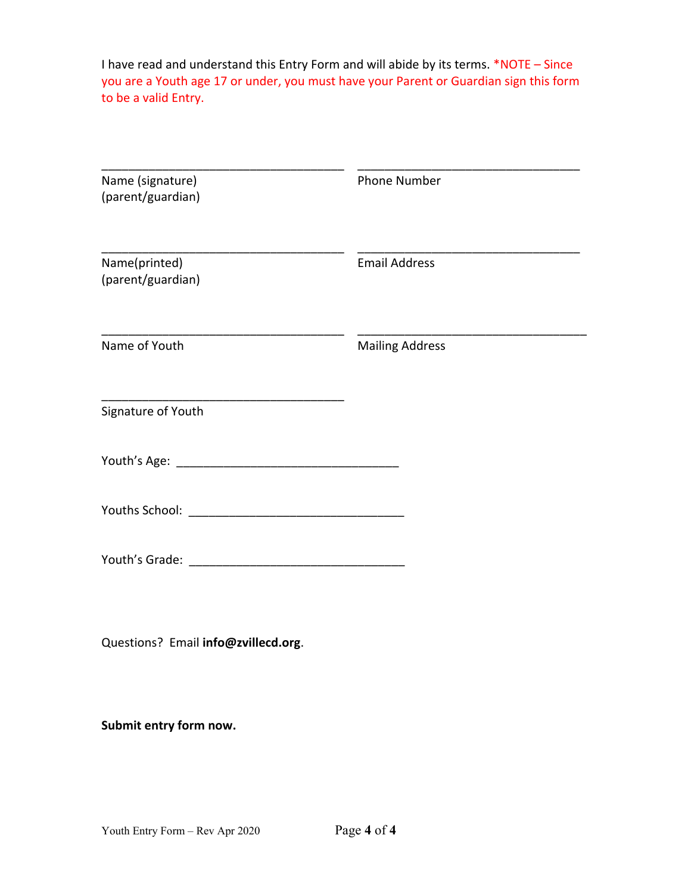I have read and understand this Entry Form and will abide by its terms. *NOTE – Since you are a Youth age 17 or under, you must have your Parent or Guardian sign this form to be a valid Entry.

| | |
|---|---|
| ______________________________ | ______________________________ |
| Name (signature) (parent/guardian) | Phone Number |
| ______________________________ | ______________________________ |
| Name(printed) (parent/guardian) | Email Address |
| ______________________________ | ______________________________ |
| Name of Youth | Mailing Address |
| ______________________________ | |
| Signature of Youth | |

Youth's Age: ______________________________

Youths School: ______________________________

Youth's Grade: ______________________________

Questions? Email **info@zvillecd.org**.

**Submit entry form now.**